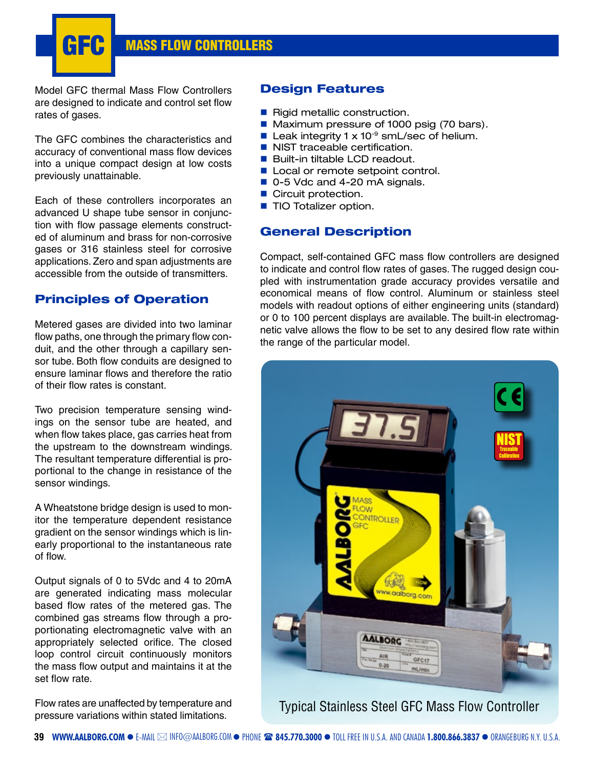# GFC MASS FLOW CONTROLLERS

Model GFC thermal Mass Flow Controllers are designed to indicate and control set flow rates of gases.

The GFC combines the characteristics and accuracy of conventional mass flow devices into a unique compact design at low costs previously unattainable.

Each of these controllers incorporates an advanced U shape tube sensor in conjunction with flow passage elements constructed of aluminum and brass for non-corrosive gases or 316 stainless steel for corrosive applications. Zero and span adjustments are accessible from the outside of transmitters.

## Principles of Operation

Metered gases are divided into two laminar flow paths, one through the primary flow conduit, and the other through a capillary sensor tube. Both flow conduits are designed to ensure laminar flows and therefore the ratio of their flow rates is constant.

Two precision temperature sensing windings on the sensor tube are heated, and when flow takes place, gas carries heat from the upstream to the downstream windings. The resultant temperature differential is proportional to the change in resistance of the sensor windings.

A Wheatstone bridge design is used to monitor the temperature dependent resistance gradient on the sensor windings which is linearly proportional to the instantaneous rate of flow.

Output signals of 0 to 5Vdc and 4 to 20mA are generated indicating mass molecular based flow rates of the metered gas. The combined gas streams flow through a proportionating electromagnetic valve with an appropriately selected orifice. The closed loop control circuit continuously monitors the mass flow output and maintains it at the set flow rate.

Flow rates are unaffected by temperature and pressure variations within stated limitations.

## Design Features

- Rigid metallic construction.
- Maximum pressure of 1000 psig (70 bars).
- Leak integrity 1 x $10^{-9}$ smL/sec of helium.
- NIST traceable certification.
- Built-in tiltable LCD readout.
- Local or remote setpoint control.
- 0-5 Vdc and 4-20 mA signals.
- Circuit protection.
- TIO Totalizer option.

## General Description

Compact, self-contained GFC mass flow controllers are designed to indicate and control flow rates of gases. The rugged design coupled with instrumentation grade accuracy provides versatile and economical means of flow control. Aluminum or stainless steel models with readout options of either engineering units (standard) or 0 to 100 percent displays are available. The built-in electromagnetic valve allows the flow to be set to any desired flow rate within the range of the particular model.

Typical Stainless Steel GFC Mass Flow Controller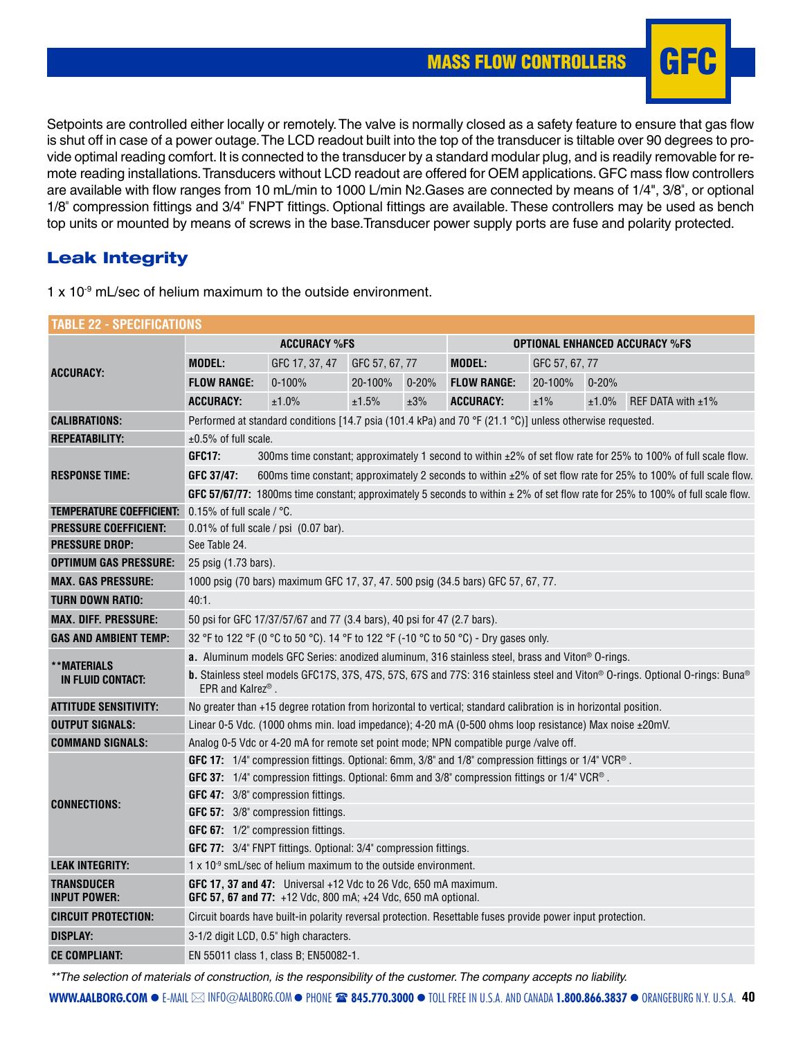Setpoints are controlled either locally or remotely. The valve is normally closed as a safety feature to ensure that gas flow is shut off in case of a power outage. The LCD readout built into the top of the transducer is tiltable over 90 degrees to provide optimal reading comfort. It is connected to the transducer by a standard modular plug, and is readily removable for remote reading installations. Transducers without LCD readout are offered for OEM applications. GFC mass flow controllers are available with flow ranges from 10 mL/min to 1000 L/min $N_2$. Gases are connected by means of 1/4", 3/8", or optional 1/8" compression fittings and 3/4" FNPT fittings. Optional fittings are available. These controllers may be used as bench top units or mounted by means of screws in the base. Transducer power supply ports are fuse and polarity protected.

## Leak Integrity

1 x $10^{-9}$ mL/sec of helium maximum to the outside environment.

**TABLE 22 - SPECIFICATIONS**

| | | | | | | | | |
|---|---|---|---|---|---|---|---|---|
| **ACCURACY:** | **ACCURACY %FS** | | | | **OPTIONAL ENHANCED ACCURACY %FS** | | | |
| | **MODEL:** | GFC 17, 37, 47 | GFC 57, 67, 77 | | **MODEL:** | GFC 57, 67, 77 | | |
| | **FLOW RANGE:** | 0-100% | 20-100% | 0-20% | **FLOW RANGE:** | 20-100% | 0-20% | |
| | **ACCURACY:** | ±1.0% | ±1.5% | ±3% | **ACCURACY:** | ±1% | ±1.0% | REF DATA with ±1% |
| **CALIBRATIONS:** | Performed at standard conditions [14.7 psia (101.4 kPa) and 70 °F (21.1 °C)] unless otherwise requested. | | | | | | | |
| **REPEATABILITY:** | ±0.5% of full scale. | | | | | | | |
| **RESPONSE TIME:** | **GFC17:** 300ms time constant; approximately 1 second to within ±2% of set flow rate for 25% to 100% of full scale flow.<br>**GFC 37/47:** 600ms time constant; approximately 2 seconds to within ±2% of set flow rate for 25% to 100% of full scale flow.<br>**GFC 57/67/77:** 1800ms time constant; approximately 5 seconds to within ± 2% of set flow rate for 25% to 100% of full scale flow. | | | | | | | |
| **TEMPERATURE COEFFICIENT:** | 0.15% of full scale / °C. | | | | | | | |
| **PRESSURE COEFFICIENT:** | 0.01% of full scale / psi (0.07 bar). | | | | | | | |
| **PRESSURE DROP:** | See Table 24. | | | | | | | |
| **OPTIMUM GAS PRESSURE:** | 25 psig (1.73 bars). | | | | | | | |
| **MAX. GAS PRESSURE:** | 1000 psig (70 bars) maximum GFC 17, 37, 47. 500 psig (34.5 bars) GFC 57, 67, 77. | | | | | | | |
| **TURN DOWN RATIO:** | 40:1. | | | | | | | |
| **MAX. DIFF. PRESSURE:** | 50 psi for GFC 17/37/57/67 and 77 (3.4 bars), 40 psi for 47 (2.7 bars). | | | | | | | |
| **GAS AND AMBIENT TEMP:** | 32 °F to 122 °F (0 °C to 50 °C). 14 °F to 122 °F (-10 °C to 50 °C) - Dry gases only. | | | | | | | |
| **\*\*MATERIALS IN FLUID CONTACT:** | **a.** Aluminum models GFC Series: anodized aluminum, 316 stainless steel, brass and Viton® O-rings.<br>**b.** Stainless steel models GFC17S, 37S, 47S, 57S, 67S and 77S: 316 stainless steel and Viton® O-rings. Optional O-rings: Buna® EPR and Kalrez®. | | | | | | | |
| **ATTITUDE SENSITIVITY:** | No greater than +15 degree rotation from horizontal to vertical; standard calibration is in horizontal position. | | | | | | | |
| **OUTPUT SIGNALS:** | Linear 0-5 Vdc. (1000 ohms min. load impedance); 4-20 mA (0-500 ohms loop resistance) Max noise ±20mV. | | | | | | | |
| **COMMAND SIGNALS:** | Analog 0-5 Vdc or 4-20 mA for remote set point mode; NPN compatible purge /valve off. | | | | | | | |
| **CONNECTIONS:** | **GFC 17:** 1/4" compression fittings. Optional: 6mm, 3/8" and 1/8" compression fittings or 1/4" VCR®.<br>**GFC 37:** 1/4" compression fittings. Optional: 6mm and 3/8" compression fittings or 1/4" VCR®.<br>**GFC 47:** 3/8" compression fittings.<br>**GFC 57:** 3/8" compression fittings.<br>**GFC 67:** 1/2" compression fittings.<br>**GFC 77:** 3/4" FNPT fittings. Optional: 3/4" compression fittings. | | | | | | | |
| **LEAK INTEGRITY:** | 1 x $10^{-9}$ smL/sec of helium maximum to the outside environment. | | | | | | | |
| **TRANSDUCER INPUT POWER:** | **GFC 17, 37 and 47:** Universal +12 Vdc to 26 Vdc, 650 mA maximum.<br>**GFC 57, 67 and 77:** +12 Vdc, 800 mA; +24 Vdc, 650 mA optional. | | | | | | | |
| **CIRCUIT PROTECTION:** | Circuit boards have built-in polarity reversal protection. Resettable fuses provide power input protection. | | | | | | | |
| **DISPLAY:** | 3-1/2 digit LCD, 0.5" high characters. | | | | | | | |
| **CE COMPLIANT:** | EN 55011 class 1, class B; EN50082-1. | | | | | | | |

*\*\*The selection of materials of construction, is the responsibility of the customer. The company accepts no liability.*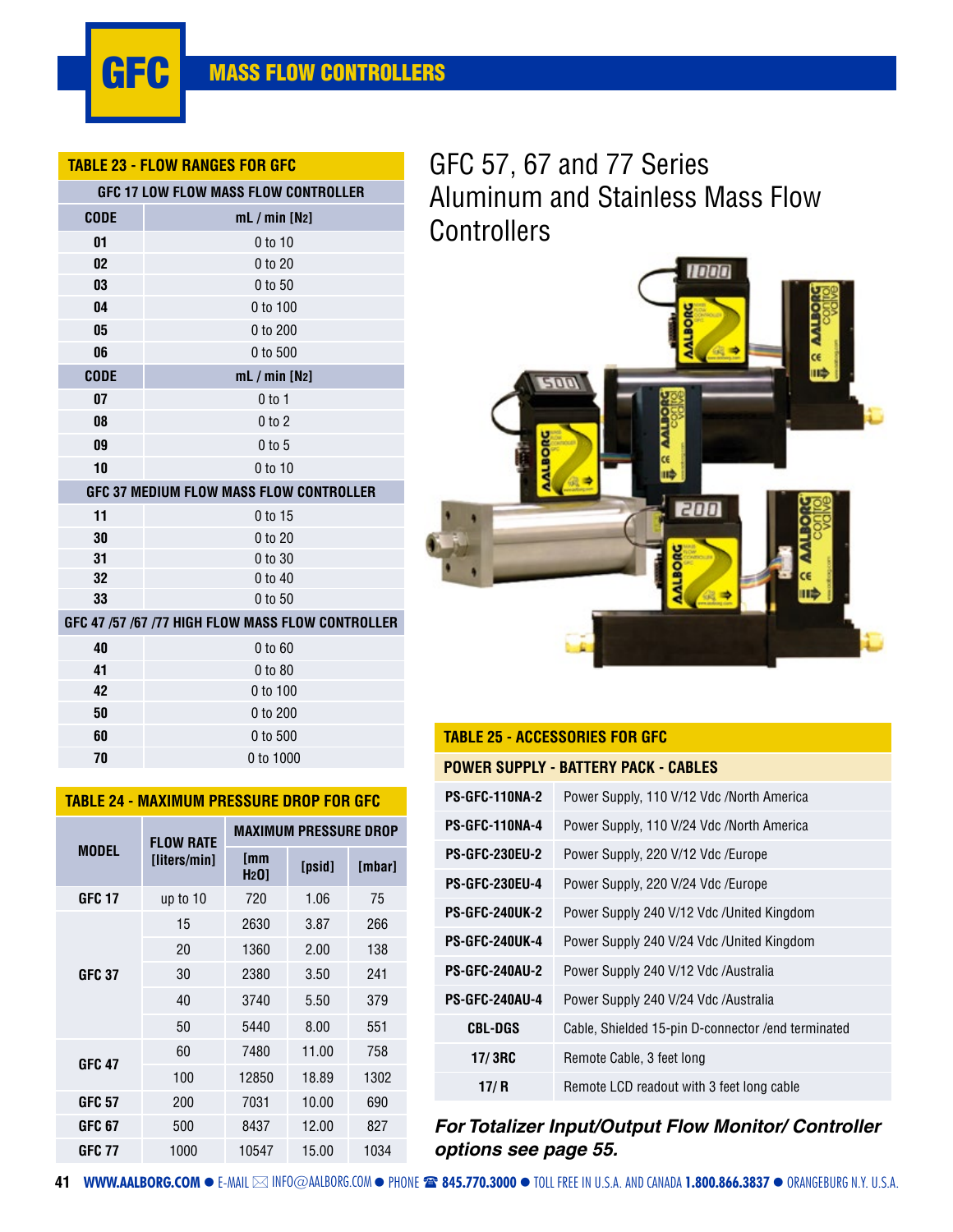# GFC MASS FLOW CONTROLLERS

**TABLE 23 - FLOW RANGES FOR GFC**

| CODE | mL / min [$N_2$] |
|---|---|
| **GFC 17 LOW FLOW MASS FLOW CONTROLLER** | |
| 01 | 0 to 10 |
| 02 | 0 to 20 |
| 03 | 0 to 50 |
| 04 | 0 to 100 |
| 05 | 0 to 200 |
| 06 | 0 to 500 |
| **CODE** | **mL / min [$N_2$]** |
| 07 | 0 to 1 |
| 08 | 0 to 2 |
| 09 | 0 to 5 |
| 10 | 0 to 10 |
| **GFC 37 MEDIUM FLOW MASS FLOW CONTROLLER** | |
| 11 | 0 to 15 |
| 30 | 0 to 20 |
| 31 | 0 to 30 |
| 32 | 0 to 40 |
| 33 | 0 to 50 |
| **GFC 47 /57 /67 /77 HIGH FLOW MASS FLOW CONTROLLER** | |
| 40 | 0 to 60 |
| 41 | 0 to 80 |
| 42 | 0 to 100 |
| 50 | 0 to 200 |
| 60 | 0 to 500 |
| 70 | 0 to 1000 |

**TABLE 24 - MAXIMUM PRESSURE DROP FOR GFC**

| MODEL | FLOW RATE [liters/min] | MAXIMUM PRESSURE DROP | | |
|---|---|---|---|---|
| | | [mm $H_2O$] | [psid] | [mbar] |
| GFC 17 | up to 10 | 720 | 1.06 | 75 |
| GFC 37 | 15 | 2630 | 3.87 | 266 |
| | 20 | 1360 | 2.00 | 138 |
| | 30 | 2380 | 3.50 | 241 |
| | 40 | 3740 | 5.50 | 379 |
| | 50 | 5440 | 8.00 | 551 |
| GFC 47 | 60 | 7480 | 11.00 | 758 |
| | 100 | 12850 | 18.89 | 1302 |
| GFC 57 | 200 | 7031 | 10.00 | 690 |
| GFC 67 | 500 | 8437 | 12.00 | 827 |
| GFC 77 | 1000 | 10547 | 15.00 | 1034 |

## GFC 57, 67 and 77 Series Aluminum and Stainless Mass Flow Controllers

**TABLE 25 - ACCESSORIES FOR GFC**

| POWER SUPPLY - BATTERY PACK - CABLES | |
|---|---|
| PS-GFC-110NA-2 | Power Supply, 110 V/12 Vdc /North America |
| PS-GFC-110NA-4 | Power Supply, 110 V/24 Vdc /North America |
| PS-GFC-230EU-2 | Power Supply, 220 V/12 Vdc /Europe |
| PS-GFC-230EU-4 | Power Supply, 220 V/24 Vdc /Europe |
| PS-GFC-240UK-2 | Power Supply 240 V/12 Vdc /United Kingdom |
| PS-GFC-240UK-4 | Power Supply 240 V/24 Vdc /United Kingdom |
| PS-GFC-240AU-2 | Power Supply 240 V/12 Vdc /Australia |
| PS-GFC-240AU-4 | Power Supply 240 V/24 Vdc /Australia |
| CBL-DGS | Cable, Shielded 15-pin D-connector /end terminated |
| 17/ 3RC | Remote Cable, 3 feet long |
| 17/ R | Remote LCD readout with 3 feet long cable |

***For Totalizer Input/Output Flow Monitor/ Controller options see page 55.***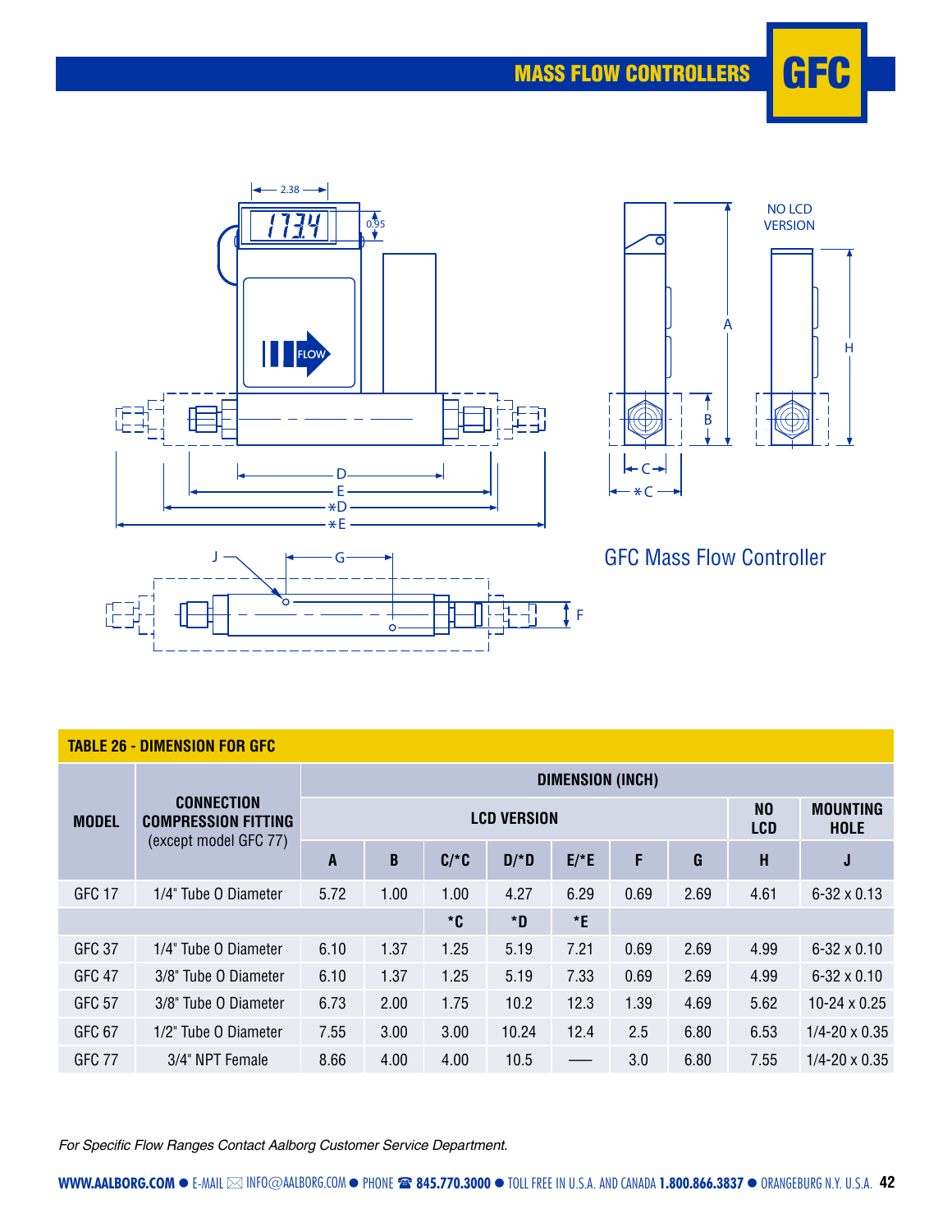# MASS FLOW CONTROLLERS GFC

GFC Mass Flow Controller

**TABLE 26 - DIMENSION FOR GFC**

| MODEL | CONNECTION COMPRESSION FITTING (except model GFC 77) | DIMENSION (INCH) | | | | | | | | |
|---|---|---|---|---|---|---|---|---|---|---|
| | | LCD VERSION | | | | | | | NO LCD | MOUNTING HOLE |
| | | A | B | C/*C | D/*D | E/*E | F | G | H | J |
| GFC 17 | 1/4" Tube O Diameter | 5.72 | 1.00 | 1.00 | 4.27 | 6.29 | 0.69 | 2.69 | 4.61 | 6-32 x 0.13 |
| | | | | *C | *D | *E | | | | |
| GFC 37 | 1/4" Tube O Diameter | 6.10 | 1.37 | 1.25 | 5.19 | 7.21 | 0.69 | 2.69 | 4.99 | 6-32 x 0.10 |
| GFC 47 | 3/8" Tube O Diameter | 6.10 | 1.37 | 1.25 | 5.19 | 7.33 | 0.69 | 2.69 | 4.99 | 6-32 x 0.10 |
| GFC 57 | 3/8" Tube O Diameter | 6.73 | 2.00 | 1.75 | 10.2 | 12.3 | 1.39 | 4.69 | 5.62 | 10-24 x 0.25 |
| GFC 67 | 1/2" Tube O Diameter | 7.55 | 3.00 | 3.00 | 10.24 | 12.4 | 2.5 | 6.80 | 6.53 | 1/4-20 x 0.35 |
| GFC 77 | 3/4" NPT Female | 8.66 | 4.00 | 4.00 | 10.5 | — | 3.0 | 6.80 | 7.55 | 1/4-20 x 0.35 |

*For Specific Flow Ranges Contact Aalborg Customer Service Department.*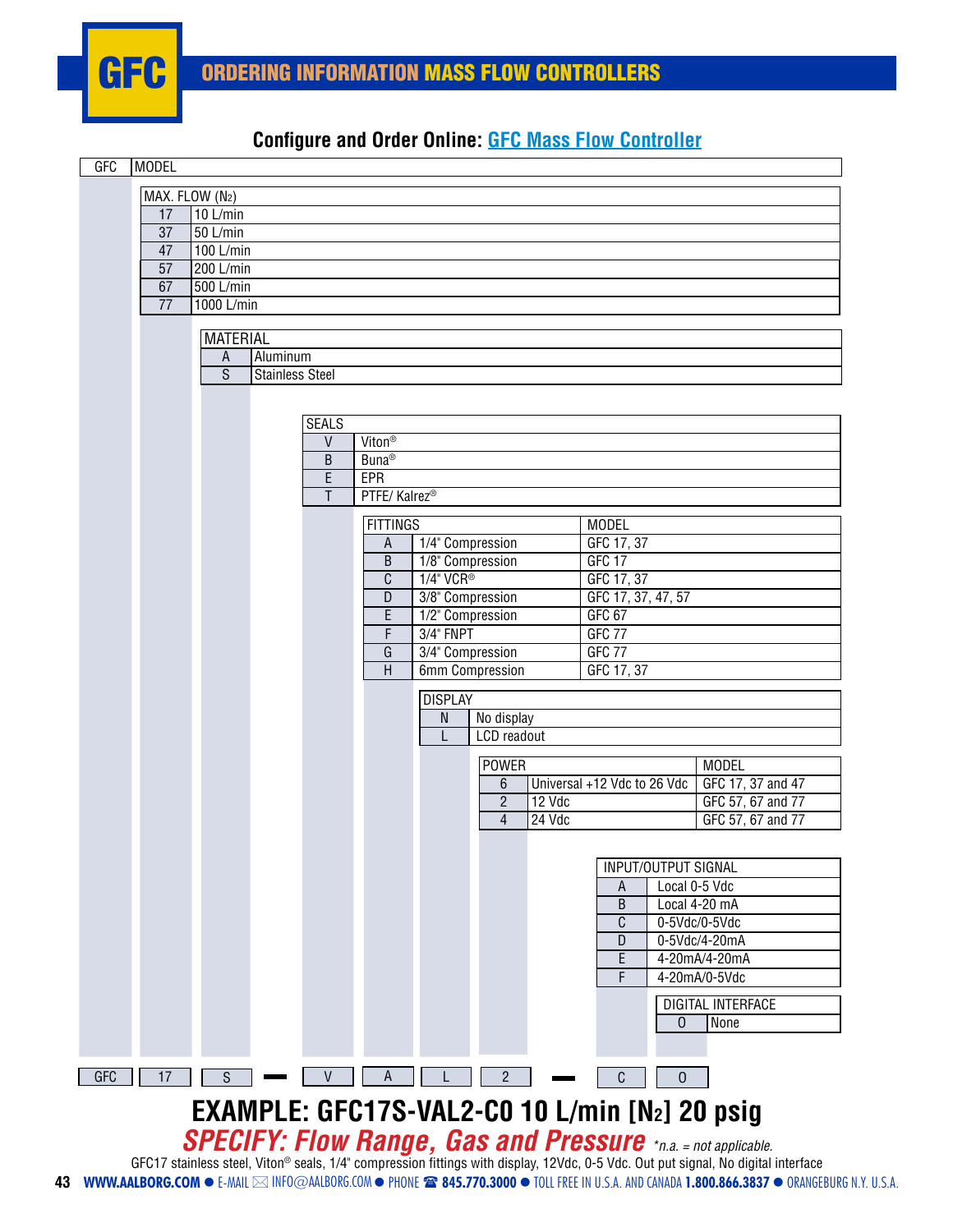# ORDERING INFORMATION MASS FLOW CONTROLLERS

**Configure and Order Online: GFC Mass Flow Controller**

| GFC | MODEL |
|---|---|

**MAX. FLOW ($N_2$)**

| | |
|---|---|
| 17 | 10 L/min |
| 37 | 50 L/min |
| 47 | 100 L/min |
| 57 | 200 L/min |
| 67 | 500 L/min |
| 77 | 1000 L/min |

**MATERIAL**

| | |
|---|---|
| A | Aluminum |
| S | Stainless Steel |

**SEALS**

| | |
|---|---|
| V | Viton® |
| B | Buna® |
| E | EPR |
| T | PTFE/ Kalrez® |

| FITTINGS | | MODEL |
|---|---|---|
| A | 1/4" Compression | GFC 17, 37 |
| B | 1/8" Compression | GFC 17 |
| C | 1/4" VCR® | GFC 17, 37 |
| D | 3/8" Compression | GFC 17, 37, 47, 57 |
| E | 1/2" Compression | GFC 67 |
| F | 3/4" FNPT | GFC 77 |
| G | 3/4" Compression | GFC 77 |
| H | 6mm Compression | GFC 17, 37 |

**DISPLAY**

| | |
|---|---|
| N | No display |
| L | LCD readout |

| POWER | | MODEL |
|---|---|---|
| 6 | Universal +12 Vdc to 26 Vdc | GFC 17, 37 and 47 |
| 2 | 12 Vdc | GFC 57, 67 and 77 |
| 4 | 24 Vdc | GFC 57, 67 and 77 |

**INPUT/OUTPUT SIGNAL**

| | |
|---|---|
| A | Local 0-5 Vdc |
| B | Local 4-20 mA |
| C | 0-5Vdc/0-5Vdc |
| D | 0-5Vdc/4-20mA |
| E | 4-20mA/4-20mA |
| F | 4-20mA/0-5Vdc |

**DIGITAL INTERFACE**

| | |
|---|---|
| 0 | None |

GFC | 17 | S — V | A | L | 2 — C | 0

## EXAMPLE: GFC17S-VAL2-C0 10 L/min [$N_2$] 20 psig

***SPECIFY: Flow Range, Gas and Pressure*** *\*n.a. = not applicable.*

GFC17 stainless steel, Viton® seals, 1/4" compression fittings with display, 12Vdc, 0-5 Vdc. Out put signal, No digital interface

WWW.AALBORG.COM ● E-MAIL INFO@AALBORG.COM ● PHONE 845.770.3000 ● TOLL FREE IN U.S.A. AND CANADA 1.800.866.3837 ● ORANGEBURG N.Y. U.S.A.